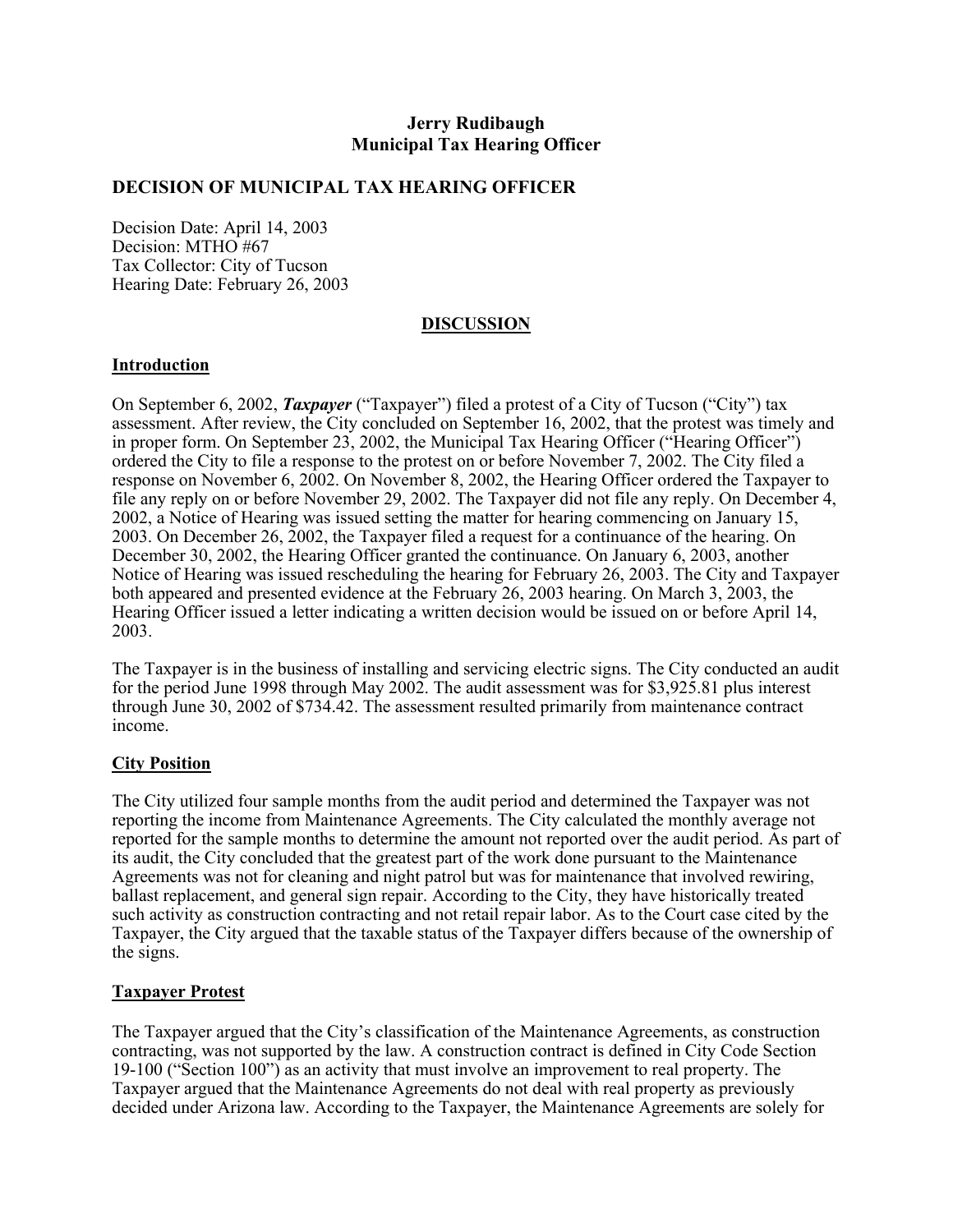**Jerry Rudibaugh**
**Municipal Tax Hearing Officer**

## DECISION OF MUNICIPAL TAX HEARING OFFICER

Decision Date: April 14, 2003
Decision: MTHO #67
Tax Collector: City of Tucson
Hearing Date: February 26, 2003

## DISCUSSION

### Introduction

On September 6, 2002, ***Taxpayer*** ("Taxpayer") filed a protest of a City of Tucson ("City") tax assessment. After review, the City concluded on September 16, 2002, that the protest was timely and in proper form. On September 23, 2002, the Municipal Tax Hearing Officer ("Hearing Officer") ordered the City to file a response to the protest on or before November 7, 2002. The City filed a response on November 6, 2002. On November 8, 2002, the Hearing Officer ordered the Taxpayer to file any reply on or before November 29, 2002. The Taxpayer did not file any reply. On December 4, 2002, a Notice of Hearing was issued setting the matter for hearing commencing on January 15, 2003. On December 26, 2002, the Taxpayer filed a request for a continuance of the hearing. On December 30, 2002, the Hearing Officer granted the continuance. On January 6, 2003, another Notice of Hearing was issued rescheduling the hearing for February 26, 2003. The City and Taxpayer both appeared and presented evidence at the February 26, 2003 hearing. On March 3, 2003, the Hearing Officer issued a letter indicating a written decision would be issued on or before April 14, 2003.

The Taxpayer is in the business of installing and servicing electric signs. The City conducted an audit for the period June 1998 through May 2002. The audit assessment was for $3,925.81 plus interest through June 30, 2002 of $734.42. The assessment resulted primarily from maintenance contract income.

### City Position

The City utilized four sample months from the audit period and determined the Taxpayer was not reporting the income from Maintenance Agreements. The City calculated the monthly average not reported for the sample months to determine the amount not reported over the audit period. As part of its audit, the City concluded that the greatest part of the work done pursuant to the Maintenance Agreements was not for cleaning and night patrol but was for maintenance that involved rewiring, ballast replacement, and general sign repair. According to the City, they have historically treated such activity as construction contracting and not retail repair labor. As to the Court case cited by the Taxpayer, the City argued that the taxable status of the Taxpayer differs because of the ownership of the signs.

### Taxpayer Protest

The Taxpayer argued that the City's classification of the Maintenance Agreements, as construction contracting, was not supported by the law. A construction contract is defined in City Code Section 19-100 ("Section 100") as an activity that must involve an improvement to real property. The Taxpayer argued that the Maintenance Agreements do not deal with real property as previously decided under Arizona law. According to the Taxpayer, the Maintenance Agreements are solely for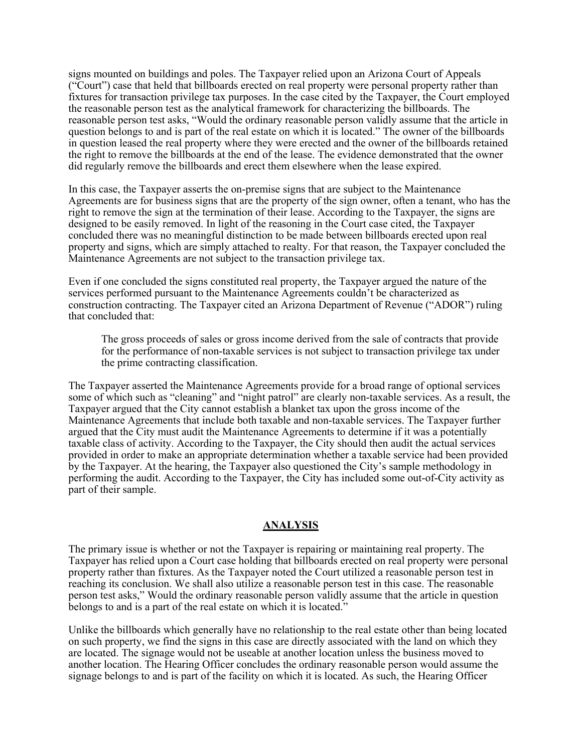signs mounted on buildings and poles. The Taxpayer relied upon an Arizona Court of Appeals ("Court") case that held that billboards erected on real property were personal property rather than fixtures for transaction privilege tax purposes. In the case cited by the Taxpayer, the Court employed the reasonable person test as the analytical framework for characterizing the billboards. The reasonable person test asks, "Would the ordinary reasonable person validly assume that the article in question belongs to and is part of the real estate on which it is located." The owner of the billboards in question leased the real property where they were erected and the owner of the billboards retained the right to remove the billboards at the end of the lease. The evidence demonstrated that the owner did regularly remove the billboards and erect them elsewhere when the lease expired.

In this case, the Taxpayer asserts the on-premise signs that are subject to the Maintenance Agreements are for business signs that are the property of the sign owner, often a tenant, who has the right to remove the sign at the termination of their lease. According to the Taxpayer, the signs are designed to be easily removed. In light of the reasoning in the Court case cited, the Taxpayer concluded there was no meaningful distinction to be made between billboards erected upon real property and signs, which are simply attached to realty. For that reason, the Taxpayer concluded the Maintenance Agreements are not subject to the transaction privilege tax.

Even if one concluded the signs constituted real property, the Taxpayer argued the nature of the services performed pursuant to the Maintenance Agreements couldn't be characterized as construction contracting. The Taxpayer cited an Arizona Department of Revenue ("ADOR") ruling that concluded that:

> The gross proceeds of sales or gross income derived from the sale of contracts that provide for the performance of non-taxable services is not subject to transaction privilege tax under the prime contracting classification.

The Taxpayer asserted the Maintenance Agreements provide for a broad range of optional services some of which such as "cleaning" and "night patrol" are clearly non-taxable services. As a result, the Taxpayer argued that the City cannot establish a blanket tax upon the gross income of the Maintenance Agreements that include both taxable and non-taxable services. The Taxpayer further argued that the City must audit the Maintenance Agreements to determine if it was a potentially taxable class of activity. According to the Taxpayer, the City should then audit the actual services provided in order to make an appropriate determination whether a taxable service had been provided by the Taxpayer. At the hearing, the Taxpayer also questioned the City's sample methodology in performing the audit. According to the Taxpayer, the City has included some out-of-City activity as part of their sample.

## ANALYSIS

The primary issue is whether or not the Taxpayer is repairing or maintaining real property. The Taxpayer has relied upon a Court case holding that billboards erected on real property were personal property rather than fixtures. As the Taxpayer noted the Court utilized a reasonable person test in reaching its conclusion. We shall also utilize a reasonable person test in this case. The reasonable person test asks," Would the ordinary reasonable person validly assume that the article in question belongs to and is a part of the real estate on which it is located."

Unlike the billboards which generally have no relationship to the real estate other than being located on such property, we find the signs in this case are directly associated with the land on which they are located. The signage would not be useable at another location unless the business moved to another location. The Hearing Officer concludes the ordinary reasonable person would assume the signage belongs to and is part of the facility on which it is located. As such, the Hearing Officer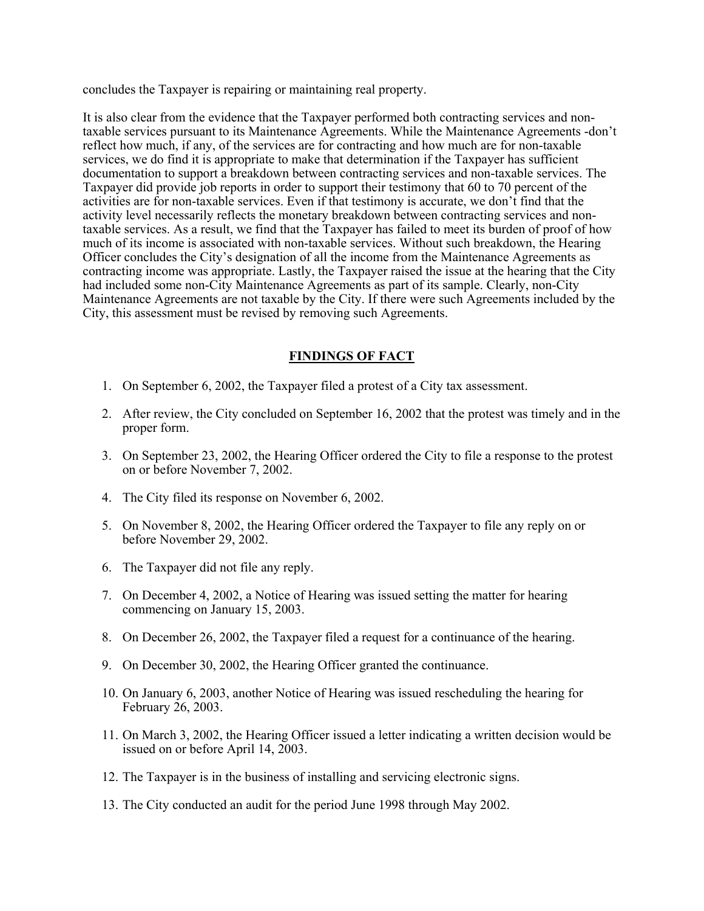concludes the Taxpayer is repairing or maintaining real property.

It is also clear from the evidence that the Taxpayer performed both contracting services and non-taxable services pursuant to its Maintenance Agreements. While the Maintenance Agreements -don't reflect how much, if any, of the services are for contracting and how much are for non-taxable services, we do find it is appropriate to make that determination if the Taxpayer has sufficient documentation to support a breakdown between contracting services and non-taxable services. The Taxpayer did provide job reports in order to support their testimony that 60 to 70 percent of the activities are for non-taxable services. Even if that testimony is accurate, we don't find that the activity level necessarily reflects the monetary breakdown between contracting services and non-taxable services. As a result, we find that the Taxpayer has failed to meet its burden of proof of how much of its income is associated with non-taxable services. Without such breakdown, the Hearing Officer concludes the City's designation of all the income from the Maintenance Agreements as contracting income was appropriate. Lastly, the Taxpayer raised the issue at the hearing that the City had included some non-City Maintenance Agreements as part of its sample. Clearly, non-City Maintenance Agreements are not taxable by the City. If there were such Agreements included by the City, this assessment must be revised by removing such Agreements.

## FINDINGS OF FACT

1. On September 6, 2002, the Taxpayer filed a protest of a City tax assessment.
2. After review, the City concluded on September 16, 2002 that the protest was timely and in the proper form.
3. On September 23, 2002, the Hearing Officer ordered the City to file a response to the protest on or before November 7, 2002.
4. The City filed its response on November 6, 2002.
5. On November 8, 2002, the Hearing Officer ordered the Taxpayer to file any reply on or before November 29, 2002.
6. The Taxpayer did not file any reply.
7. On December 4, 2002, a Notice of Hearing was issued setting the matter for hearing commencing on January 15, 2003.
8. On December 26, 2002, the Taxpayer filed a request for a continuance of the hearing.
9. On December 30, 2002, the Hearing Officer granted the continuance.
10. On January 6, 2003, another Notice of Hearing was issued rescheduling the hearing for February 26, 2003.
11. On March 3, 2002, the Hearing Officer issued a letter indicating a written decision would be issued on or before April 14, 2003.
12. The Taxpayer is in the business of installing and servicing electronic signs.
13. The City conducted an audit for the period June 1998 through May 2002.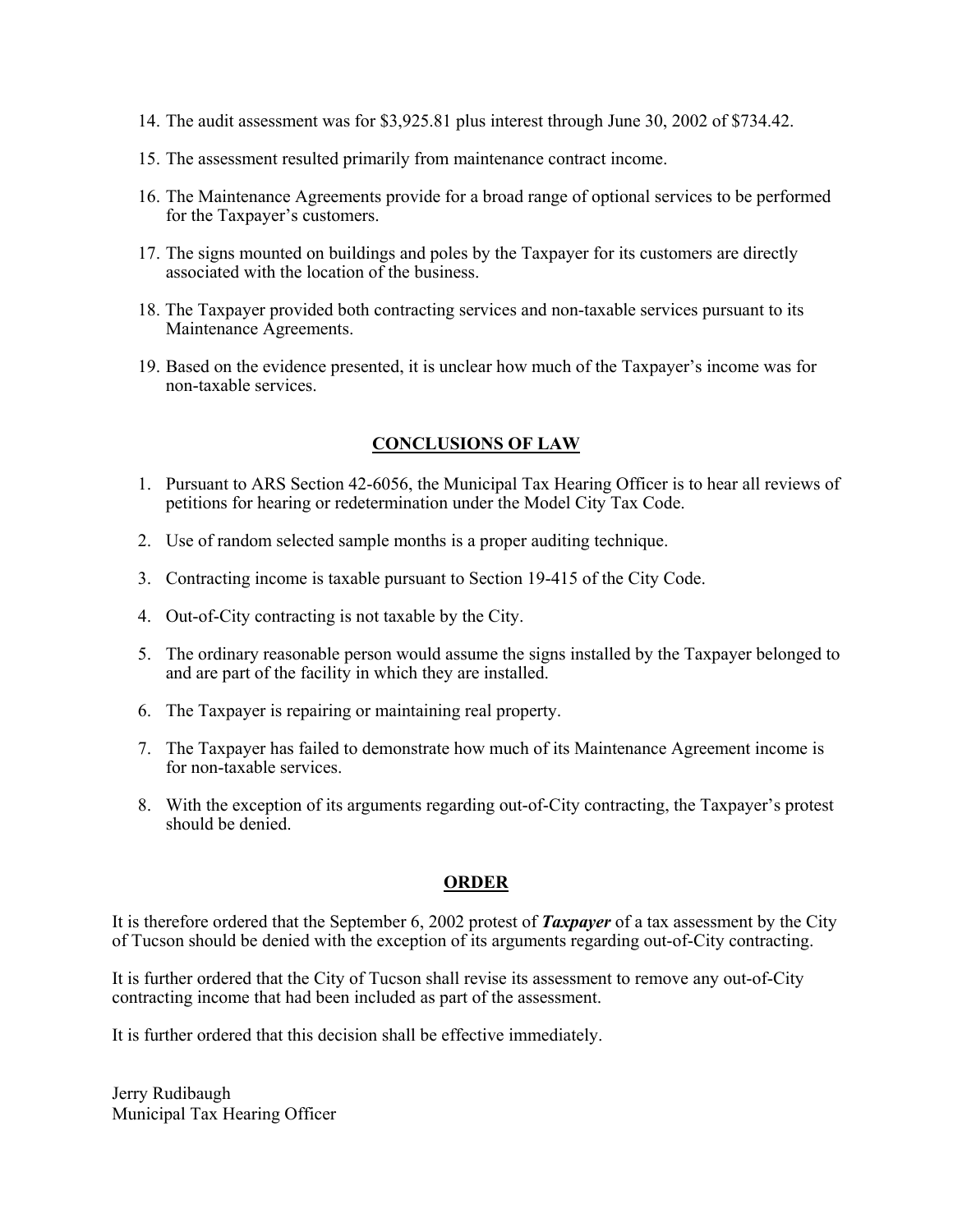14. The audit assessment was for $3,925.81 plus interest through June 30, 2002 of $734.42.

15. The assessment resulted primarily from maintenance contract income.

16. The Maintenance Agreements provide for a broad range of optional services to be performed for the Taxpayer's customers.

17. The signs mounted on buildings and poles by the Taxpayer for its customers are directly associated with the location of the business.

18. The Taxpayer provided both contracting services and non-taxable services pursuant to its Maintenance Agreements.

19. Based on the evidence presented, it is unclear how much of the Taxpayer's income was for non-taxable services.

## CONCLUSIONS OF LAW

1. Pursuant to ARS Section 42-6056, the Municipal Tax Hearing Officer is to hear all reviews of petitions for hearing or redetermination under the Model City Tax Code.

2. Use of random selected sample months is a proper auditing technique.

3. Contracting income is taxable pursuant to Section 19-415 of the City Code.

4. Out-of-City contracting is not taxable by the City.

5. The ordinary reasonable person would assume the signs installed by the Taxpayer belonged to and are part of the facility in which they are installed.

6. The Taxpayer is repairing or maintaining real property.

7. The Taxpayer has failed to demonstrate how much of its Maintenance Agreement income is for non-taxable services.

8. With the exception of its arguments regarding out-of-City contracting, the Taxpayer's protest should be denied.

## ORDER

It is therefore ordered that the September 6, 2002 protest of ***Taxpayer*** of a tax assessment by the City of Tucson should be denied with the exception of its arguments regarding out-of-City contracting.

It is further ordered that the City of Tucson shall revise its assessment to remove any out-of-City contracting income that had been included as part of the assessment.

It is further ordered that this decision shall be effective immediately.

Jerry Rudibaugh
Municipal Tax Hearing Officer